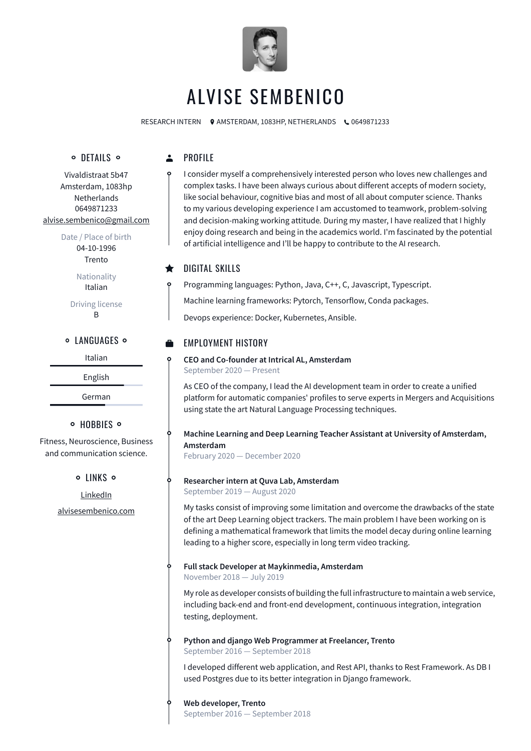# ALVISE SEMBENICO

RESEARCH INTERN AMSTERDAM, 1083HP, NETHERLANDS 0649871233

## DETAILS

Vivaldistraat 5b47
Amsterdam, 1083hp
Netherlands
0649871233
alvise.sembenico@gmail.com

Date / Place of birth
04-10-1996
Trento

Nationality
Italian

Driving license
B

## LANGUAGES

Italian

English

German

## HOBBIES

Fitness, Neuroscience, Business and communication science.

## LINKS

LinkedIn

alvisesembenico.com

## PROFILE

I consider myself a comprehensively interested person who loves new challenges and complex tasks. I have been always curious about different accepts of modern society, like social behaviour, cognitive bias and most of all about computer science. Thanks to my various developing experience I am accustomed to teamwork, problem-solving and decision-making working attitude. During my master, I have realized that I highly enjoy doing research and being in the academics world. I'm fascinated by the potential of artificial intelligence and I'll be happy to contribute to the AI research.

## DIGITAL SKILLS

Programming languages: Python, Java, C++, C, Javascript, Typescript.

Machine learning frameworks: Pytorch, Tensorflow, Conda packages.

Devops experience: Docker, Kubernetes, Ansible.

## EMPLOYMENT HISTORY

**CEO and Co-founder at Intrical AL, Amsterdam**
September 2020 — Present

As CEO of the company, I lead the AI development team in order to create a unified platform for automatic companies' profiles to serve experts in Mergers and Acquisitions using state the art Natural Language Processing techniques.

**Machine Learning and Deep Learning Teacher Assistant at University of Amsterdam, Amsterdam**
February 2020 — December 2020

**Researcher intern at Quva Lab, Amsterdam**
September 2019 — August 2020

My tasks consist of improving some limitation and overcome the drawbacks of the state of the art Deep Learning object trackers. The main problem I have been working on is defining a mathematical framework that limits the model decay during online learning leading to a higher score, especially in long term video tracking.

**Full stack Developer at Maykinmedia, Amsterdam**
November 2018 — July 2019

My role as developer consists of building the full infrastructure to maintain a web service, including back-end and front-end development, continuous integration, integration testing, deployment.

**Python and django Web Programmer at Freelancer, Trento**
September 2016 — September 2018

I developed different web application, and Rest API, thanks to Rest Framework. As DB I used Postgres due to its better integration in Django framework.

**Web developer, Trento**
September 2016 — September 2018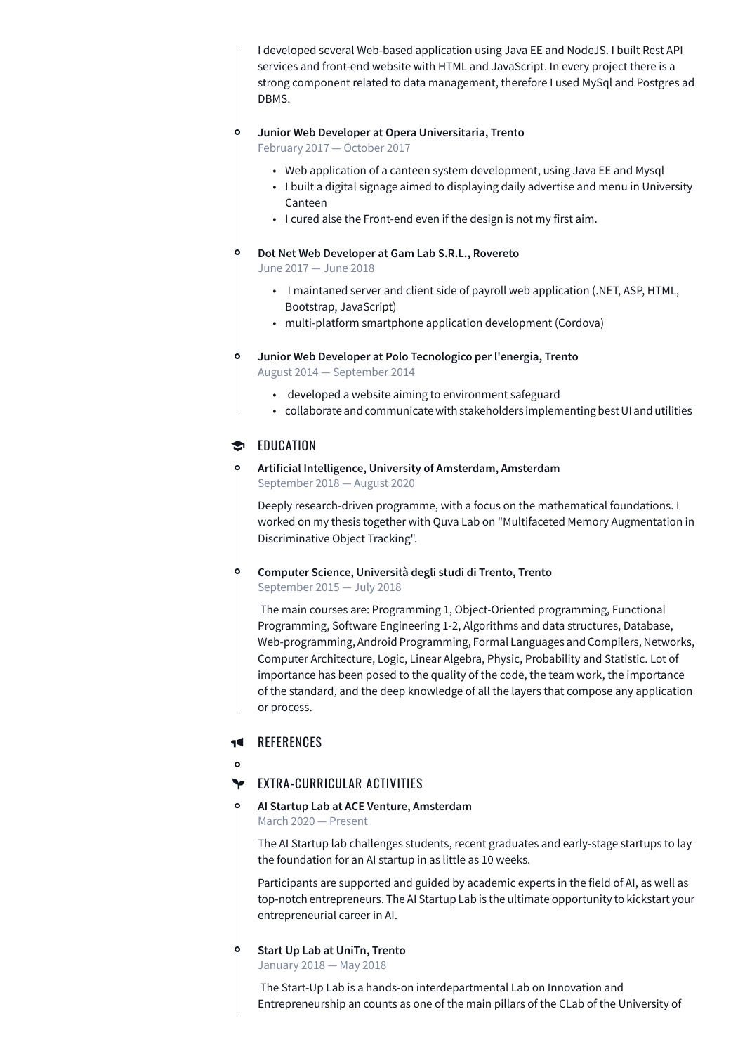I developed several Web-based application using Java EE and NodeJS. I built Rest API services and front-end website with HTML and JavaScript. In every project there is a strong component related to data management, therefore I used MySql and Postgres ad DBMS.

**Junior Web Developer at Opera Universitaria, Trento**
February 2017 — October 2017

- Web application of a canteen system development, using Java EE and Mysql
- I built a digital signage aimed to displaying daily advertise and menu in University Canteen
- I cured alse the Front-end even if the design is not my first aim.

**Dot Net Web Developer at Gam Lab S.R.L., Rovereto**
June 2017 — June 2018

- I maintaned server and client side of payroll web application (.NET, ASP, HTML, Bootstrap, JavaScript)
- multi-platform smartphone application development (Cordova)

**Junior Web Developer at Polo Tecnologico per l'energia, Trento**
August 2014 — September 2014

- developed a website aiming to environment safeguard
- collaborate and communicate with stakeholders implementing best UI and utilities

## EDUCATION

**Artificial Intelligence, University of Amsterdam, Amsterdam**
September 2018 — August 2020

Deeply research-driven programme, with a focus on the mathematical foundations. I worked on my thesis together with Quva Lab on "Multifaceted Memory Augmentation in Discriminative Object Tracking".

**Computer Science, Università degli studi di Trento, Trento**
September 2015 — July 2018

The main courses are: Programming 1, Object-Oriented programming, Functional Programming, Software Engineering 1-2, Algorithms and data structures, Database, Web-programming, Android Programming, Formal Languages and Compilers, Networks, Computer Architecture, Logic, Linear Algebra, Physic, Probability and Statistic. Lot of importance has been posed to the quality of the code, the team work, the importance of the standard, and the deep knowledge of all the layers that compose any application or process.

## REFERENCES

## EXTRA-CURRICULAR ACTIVITIES

**AI Startup Lab at ACE Venture, Amsterdam**
March 2020 — Present

The AI Startup lab challenges students, recent graduates and early-stage startups to lay the foundation for an AI startup in as little as 10 weeks.

Participants are supported and guided by academic experts in the field of AI, as well as top-notch entrepreneurs. The AI Startup Lab is the ultimate opportunity to kickstart your entrepreneurial career in AI.

**Start Up Lab at UniTn, Trento**
January 2018 — May 2018

The Start-Up Lab is a hands-on interdepartmental Lab on Innovation and Entrepreneurship an counts as one of the main pillars of the CLab of the University of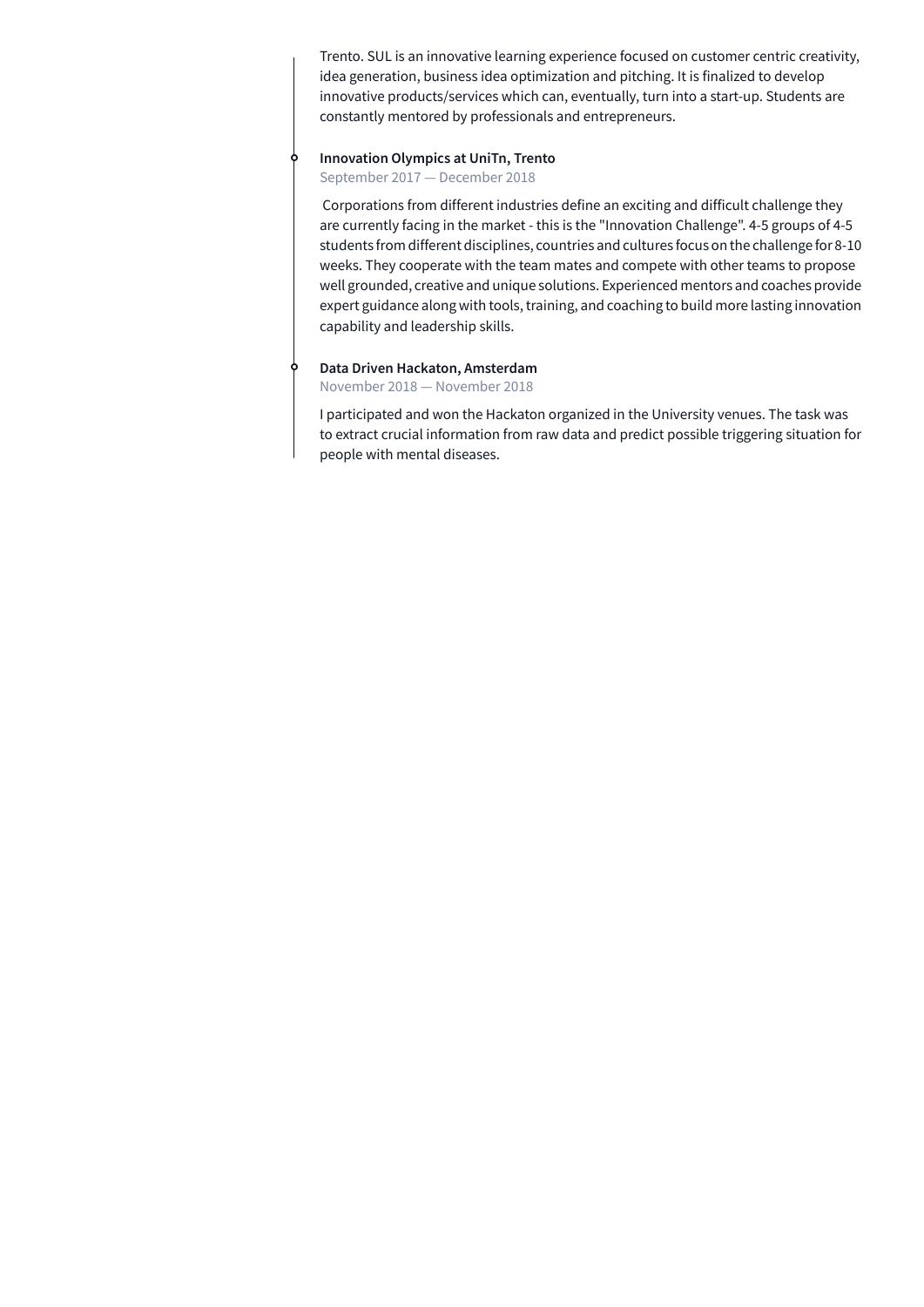Trento. SUL is an innovative learning experience focused on customer centric creativity, idea generation, business idea optimization and pitching. It is finalized to develop innovative products/services which can, eventually, turn into a start-up. Students are constantly mentored by professionals and entrepreneurs.

**Innovation Olympics at UniTn, Trento**

September 2017 — December 2018

Corporations from different industries define an exciting and difficult challenge they are currently facing in the market - this is the "Innovation Challenge". 4-5 groups of 4-5 students from different disciplines, countries and cultures focus on the challenge for 8-10 weeks. They cooperate with the team mates and compete with other teams to propose well grounded, creative and unique solutions. Experienced mentors and coaches provide expert guidance along with tools, training, and coaching to build more lasting innovation capability and leadership skills.

**Data Driven Hackaton, Amsterdam**

November 2018 — November 2018

I participated and won the Hackaton organized in the University venues. The task was to extract crucial information from raw data and predict possible triggering situation for people with mental diseases.